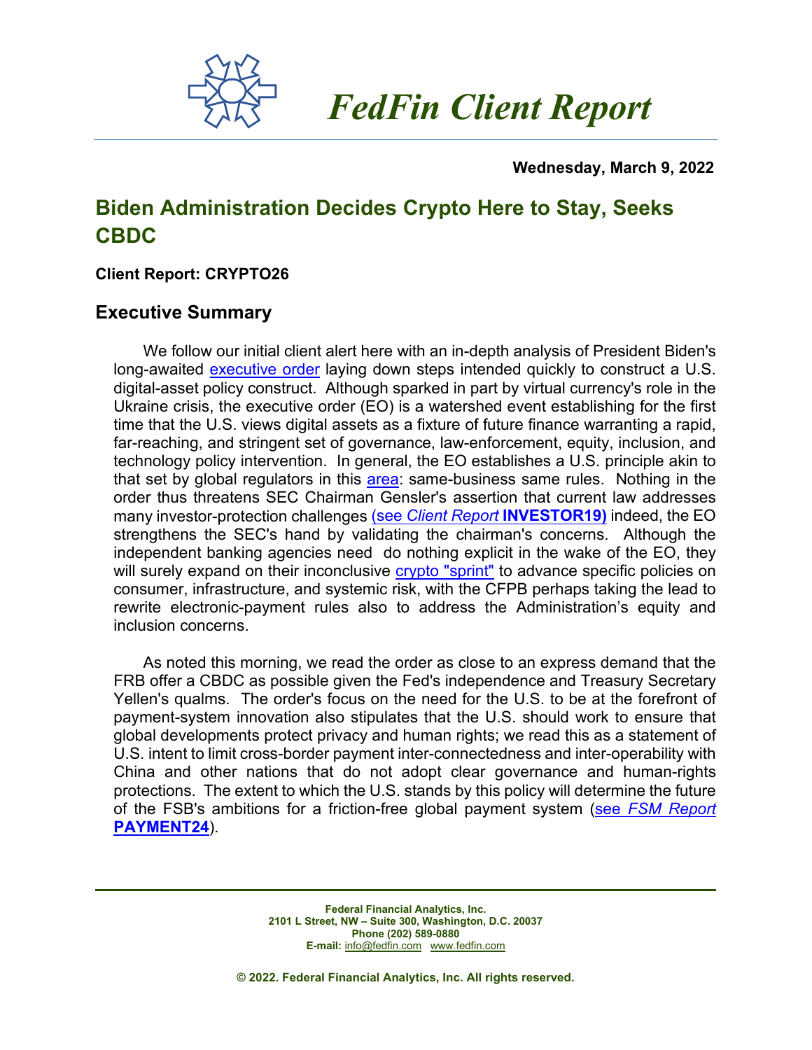# *FedFin Client Report*

**Wednesday, March 9, 2022**

## Biden Administration Decides Crypto Here to Stay, Seeks CBDC

**Client Report: CRYPTO26**

### Executive Summary

We follow our initial client alert here with an in-depth analysis of President Biden's long-awaited executive order laying down steps intended quickly to construct a U.S. digital-asset policy construct. Although sparked in part by virtual currency's role in the Ukraine crisis, the executive order (EO) is a watershed event establishing for the first time that the U.S. views digital assets as a fixture of future finance warranting a rapid, far-reaching, and stringent set of governance, law-enforcement, equity, inclusion, and technology policy intervention. In general, the EO establishes a U.S. principle akin to that set by global regulators in this area: same-business same rules. Nothing in the order thus threatens SEC Chairman Gensler's assertion that current law addresses many investor-protection challenges (see *Client Report* **INVESTOR19)** indeed, the EO strengthens the SEC's hand by validating the chairman's concerns. Although the independent banking agencies need do nothing explicit in the wake of the EO, they will surely expand on their inconclusive crypto "sprint" to advance specific policies on consumer, infrastructure, and systemic risk, with the CFPB perhaps taking the lead to rewrite electronic-payment rules also to address the Administration's equity and inclusion concerns.

As noted this morning, we read the order as close to an express demand that the FRB offer a CBDC as possible given the Fed's independence and Treasury Secretary Yellen's qualms. The order's focus on the need for the U.S. to be at the forefront of payment-system innovation also stipulates that the U.S. should work to ensure that global developments protect privacy and human rights; we read this as a statement of U.S. intent to limit cross-border payment inter-connectedness and inter-operability with China and other nations that do not adopt clear governance and human-rights protections. The extent to which the U.S. stands by this policy will determine the future of the FSB's ambitions for a friction-free global payment system (see *FSM Report* **PAYMENT24**).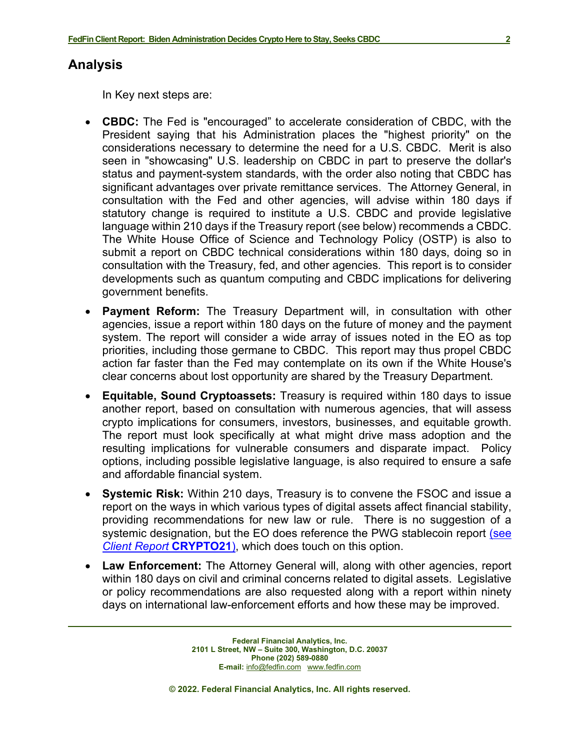## Analysis

In Key next steps are:

- **CBDC:** The Fed is "encouraged" to accelerate consideration of CBDC, with the President saying that his Administration places the "highest priority" on the considerations necessary to determine the need for a U.S. CBDC. Merit is also seen in "showcasing" U.S. leadership on CBDC in part to preserve the dollar's status and payment-system standards, with the order also noting that CBDC has significant advantages over private remittance services. The Attorney General, in consultation with the Fed and other agencies, will advise within 180 days if statutory change is required to institute a U.S. CBDC and provide legislative language within 210 days if the Treasury report (see below) recommends a CBDC. The White House Office of Science and Technology Policy (OSTP) is also to submit a report on CBDC technical considerations within 180 days, doing so in consultation with the Treasury, fed, and other agencies. This report is to consider developments such as quantum computing and CBDC implications for delivering government benefits.
- **Payment Reform:** The Treasury Department will, in consultation with other agencies, issue a report within 180 days on the future of money and the payment system. The report will consider a wide array of issues noted in the EO as top priorities, including those germane to CBDC. This report may thus propel CBDC action far faster than the Fed may contemplate on its own if the White House's clear concerns about lost opportunity are shared by the Treasury Department.
- **Equitable, Sound Cryptoassets:** Treasury is required within 180 days to issue another report, based on consultation with numerous agencies, that will assess crypto implications for consumers, investors, businesses, and equitable growth. The report must look specifically at what might drive mass adoption and the resulting implications for vulnerable consumers and disparate impact. Policy options, including possible legislative language, is also required to ensure a safe and affordable financial system.
- **Systemic Risk:** Within 210 days, Treasury is to convene the FSOC and issue a report on the ways in which various types of digital assets affect financial stability, providing recommendations for new law or rule. There is no suggestion of a systemic designation, but the EO does reference the PWG stablecoin report (see *Client Report* **CRYPTO21**), which does touch on this option.
- **Law Enforcement:** The Attorney General will, along with other agencies, report within 180 days on civil and criminal concerns related to digital assets. Legislative or policy recommendations are also requested along with a report within ninety days on international law-enforcement efforts and how these may be improved.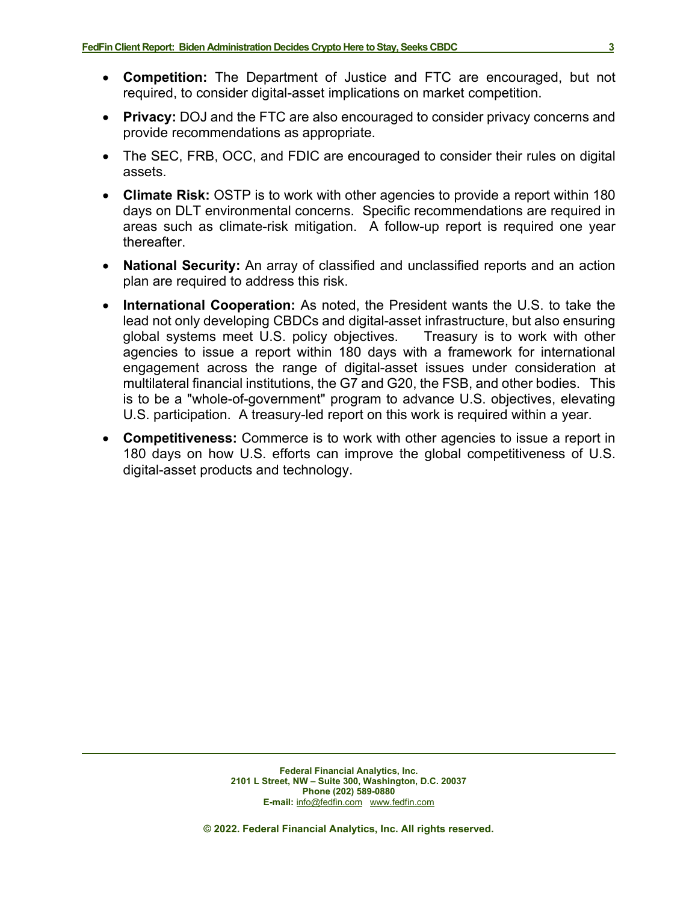- **Competition:** The Department of Justice and FTC are encouraged, but not required, to consider digital-asset implications on market competition.
- **Privacy:** DOJ and the FTC are also encouraged to consider privacy concerns and provide recommendations as appropriate.
- The SEC, FRB, OCC, and FDIC are encouraged to consider their rules on digital assets.
- **Climate Risk:** OSTP is to work with other agencies to provide a report within 180 days on DLT environmental concerns. Specific recommendations are required in areas such as climate-risk mitigation. A follow-up report is required one year thereafter.
- **National Security:** An array of classified and unclassified reports and an action plan are required to address this risk.
- **International Cooperation:** As noted, the President wants the U.S. to take the lead not only developing CBDCs and digital-asset infrastructure, but also ensuring global systems meet U.S. policy objectives. Treasury is to work with other agencies to issue a report within 180 days with a framework for international engagement across the range of digital-asset issues under consideration at multilateral financial institutions, the G7 and G20, the FSB, and other bodies. This is to be a "whole-of-government" program to advance U.S. objectives, elevating U.S. participation. A treasury-led report on this work is required within a year.
- **Competitiveness:** Commerce is to work with other agencies to issue a report in 180 days on how U.S. efforts can improve the global competitiveness of U.S. digital-asset products and technology.

**Federal Financial Analytics, Inc.**
**2101 L Street, NW – Suite 300, Washington, D.C. 20037**
**Phone (202) 589-0880**
**E-mail:** info@fedfin.com www.fedfin.com

**© 2022. Federal Financial Analytics, Inc. All rights reserved.**